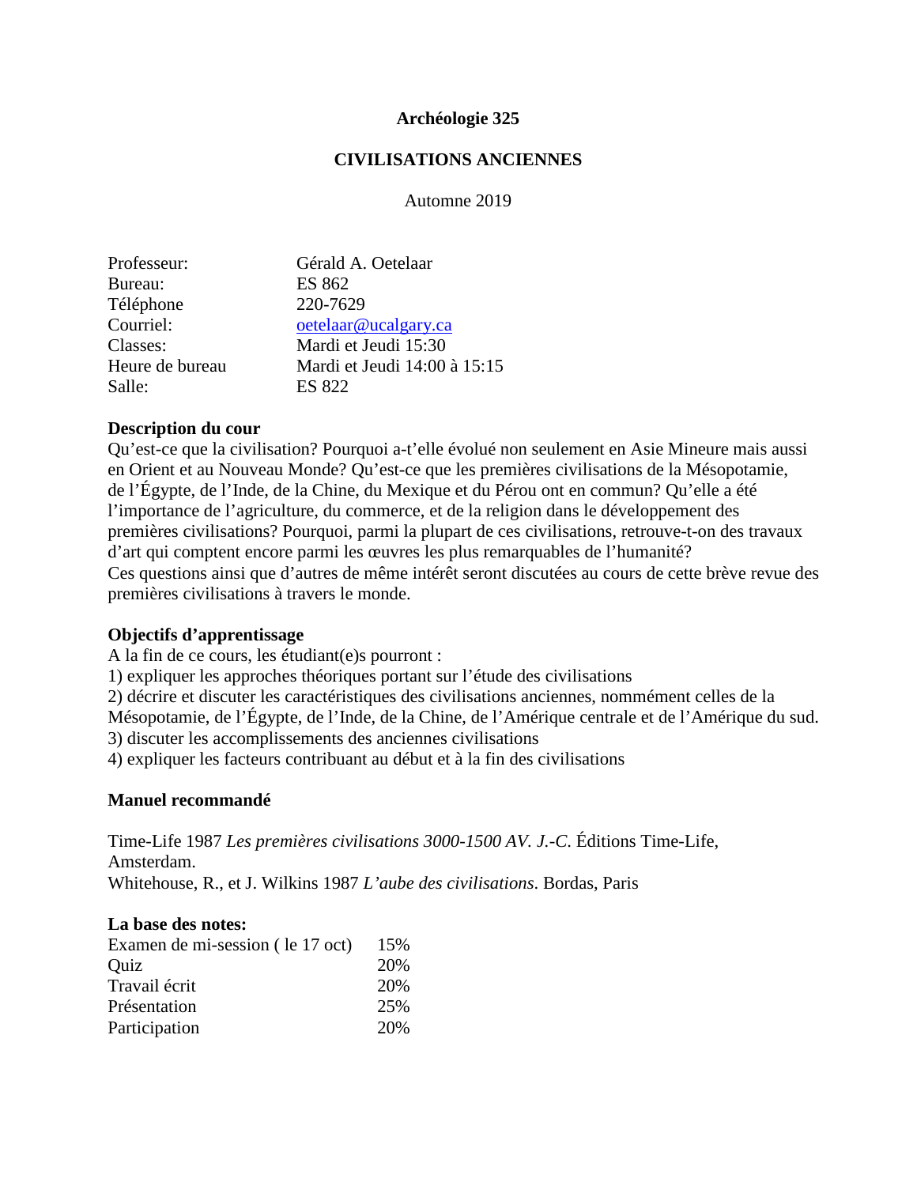**Archéologie 325**

**CIVILISATIONS ANCIENNES**

Automne 2019

| | |
|---|---|
| Professeur: | Gérald A. Oetelaar |
| Bureau: | ES 862 |
| Téléphone | 220-7629 |
| Courriel: | oetelaar@ucalgary.ca |
| Classes: | Mardi et Jeudi 15:30 |
| Heure de bureau | Mardi et Jeudi 14:00 à 15:15 |
| Salle: | ES 822 |

**Description du cour**

Qu'est-ce que la civilisation? Pourquoi a-t'elle évolué non seulement en Asie Mineure mais aussi en Orient et au Nouveau Monde? Qu'est-ce que les premières civilisations de la Mésopotamie, de l'Égypte, de l'Inde, de la Chine, du Mexique et du Pérou ont en commun? Qu'elle a été l'importance de l'agriculture, du commerce, et de la religion dans le développement des premières civilisations? Pourquoi, parmi la plupart de ces civilisations, retrouve-t-on des travaux d'art qui comptent encore parmi les œuvres les plus remarquables de l'humanité?
Ces questions ainsi que d'autres de même intérêt seront discutées au cours de cette brève revue des premières civilisations à travers le monde.

**Objectifs d'apprentissage**

A la fin de ce cours, les étudiant(e)s pourront :
1) expliquer les approches théoriques portant sur l'étude des civilisations
2) décrire et discuter les caractéristiques des civilisations anciennes, nommément celles de la Mésopotamie, de l'Égypte, de l'Inde, de la Chine, de l'Amérique centrale et de l'Amérique du sud.
3) discuter les accomplissements des anciennes civilisations
4) expliquer les facteurs contribuant au début et à la fin des civilisations

**Manuel recommandé**

Time-Life 1987 *Les premières civilisations 3000-1500 AV. J.-C.* Éditions Time-Life, Amsterdam.
Whitehouse, R., et J. Wilkins 1987 *L'aube des civilisations*. Bordas, Paris

**La base des notes:**

| | |
|---|---|
| Examen de mi-session ( le 17 oct) | 15% |
| Quiz | 20% |
| Travail écrit | 20% |
| Présentation | 25% |
| Participation | 20% |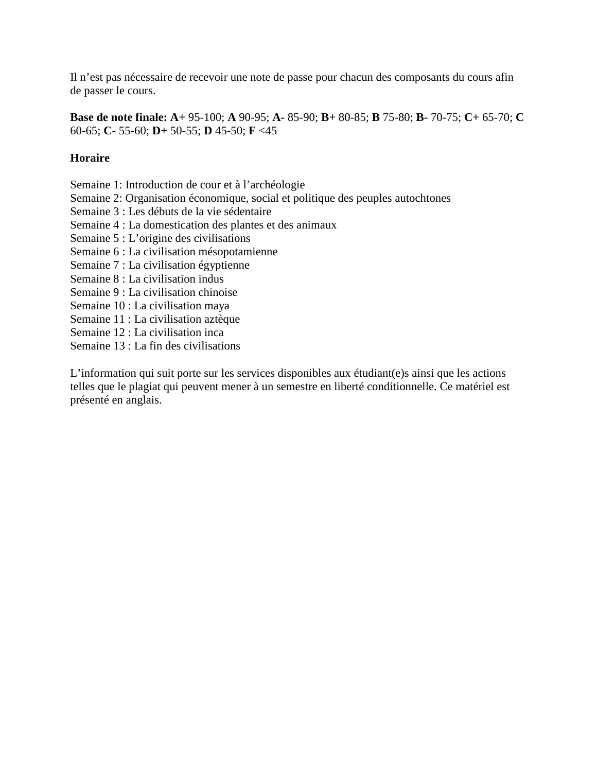Il n’est pas nécessaire de recevoir une note de passe pour chacun des composants du cours afin de passer le cours.

**Base de note finale:** **A+** 95-100; **A** 90-95; **A-** 85-90; **B+** 80-85; **B** 75-80; **B-** 70-75; **C+** 65-70; **C** 60-65; **C-** 55-60; **D+** 50-55; **D** 45-50; **F** <45

**Horaire**

Semaine 1: Introduction de cour et à l’archéologie
Semaine 2: Organisation économique, social et politique des peuples autochtones
Semaine 3 : Les débuts de la vie sédentaire
Semaine 4 : La domestication des plantes et des animaux
Semaine 5 : L’origine des civilisations
Semaine 6 : La civilisation mésopotamienne
Semaine 7 : La civilisation égyptienne
Semaine 8 : La civilisation indus
Semaine 9 : La civilisation chinoise
Semaine 10 : La civilisation maya
Semaine 11 : La civilisation aztèque
Semaine 12 : La civilisation inca
Semaine 13 : La fin des civilisations

L’information qui suit porte sur les services disponibles aux étudiant(e)s ainsi que les actions telles que le plagiat qui peuvent mener à un semestre en liberté conditionnelle. Ce matériel est présenté en anglais.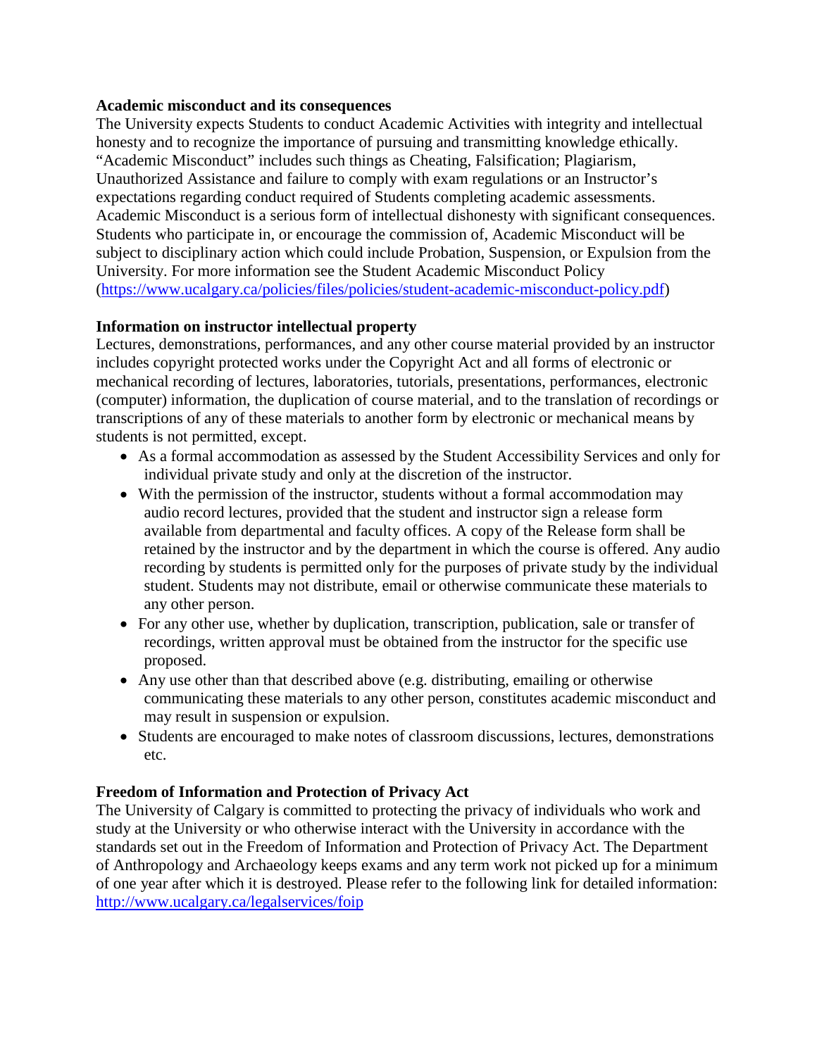**Academic misconduct and its consequences**

The University expects Students to conduct Academic Activities with integrity and intellectual honesty and to recognize the importance of pursuing and transmitting knowledge ethically. "Academic Misconduct" includes such things as Cheating, Falsification; Plagiarism, Unauthorized Assistance and failure to comply with exam regulations or an Instructor's expectations regarding conduct required of Students completing academic assessments. Academic Misconduct is a serious form of intellectual dishonesty with significant consequences. Students who participate in, or encourage the commission of, Academic Misconduct will be subject to disciplinary action which could include Probation, Suspension, or Expulsion from the University. For more information see the Student Academic Misconduct Policy (https://www.ucalgary.ca/policies/files/policies/student-academic-misconduct-policy.pdf)

**Information on instructor intellectual property**

Lectures, demonstrations, performances, and any other course material provided by an instructor includes copyright protected works under the Copyright Act and all forms of electronic or mechanical recording of lectures, laboratories, tutorials, presentations, performances, electronic (computer) information, the duplication of course material, and to the translation of recordings or transcriptions of any of these materials to another form by electronic or mechanical means by students is not permitted, except.

- As a formal accommodation as assessed by the Student Accessibility Services and only for individual private study and only at the discretion of the instructor.
- With the permission of the instructor, students without a formal accommodation may audio record lectures, provided that the student and instructor sign a release form available from departmental and faculty offices. A copy of the Release form shall be retained by the instructor and by the department in which the course is offered. Any audio recording by students is permitted only for the purposes of private study by the individual student. Students may not distribute, email or otherwise communicate these materials to any other person.
- For any other use, whether by duplication, transcription, publication, sale or transfer of recordings, written approval must be obtained from the instructor for the specific use proposed.
- Any use other than that described above (e.g. distributing, emailing or otherwise communicating these materials to any other person, constitutes academic misconduct and may result in suspension or expulsion.
- Students are encouraged to make notes of classroom discussions, lectures, demonstrations etc.

**Freedom of Information and Protection of Privacy Act**

The University of Calgary is committed to protecting the privacy of individuals who work and study at the University or who otherwise interact with the University in accordance with the standards set out in the Freedom of Information and Protection of Privacy Act. The Department of Anthropology and Archaeology keeps exams and any term work not picked up for a minimum of one year after which it is destroyed. Please refer to the following link for detailed information: http://www.ucalgary.ca/legalservices/foip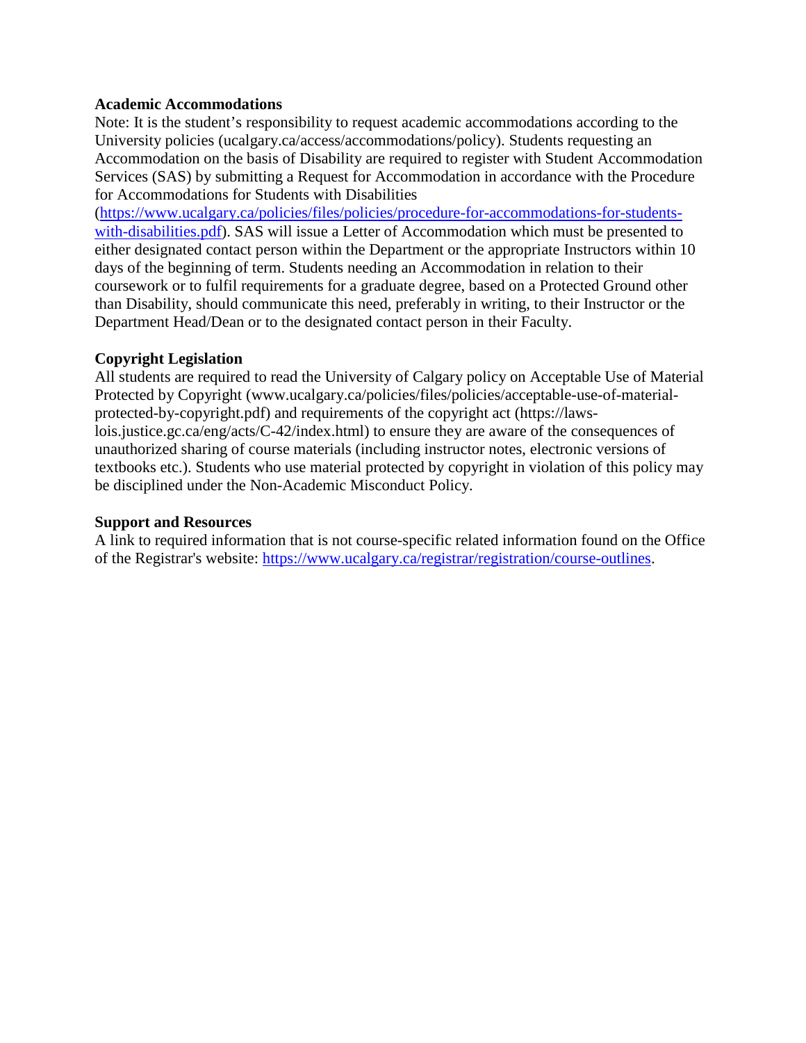**Academic Accommodations**

Note: It is the student's responsibility to request academic accommodations according to the University policies (ucalgary.ca/access/accommodations/policy). Students requesting an Accommodation on the basis of Disability are required to register with Student Accommodation Services (SAS) by submitting a Request for Accommodation in accordance with the Procedure for Accommodations for Students with Disabilities (https://www.ucalgary.ca/policies/files/policies/procedure-for-accommodations-for-students-with-disabilities.pdf). SAS will issue a Letter of Accommodation which must be presented to either designated contact person within the Department or the appropriate Instructors within 10 days of the beginning of term. Students needing an Accommodation in relation to their coursework or to fulfil requirements for a graduate degree, based on a Protected Ground other than Disability, should communicate this need, preferably in writing, to their Instructor or the Department Head/Dean or to the designated contact person in their Faculty.

**Copyright Legislation**

All students are required to read the University of Calgary policy on Acceptable Use of Material Protected by Copyright (www.ucalgary.ca/policies/files/policies/acceptable-use-of-material-protected-by-copyright.pdf) and requirements of the copyright act (https://laws-lois.justice.gc.ca/eng/acts/C-42/index.html) to ensure they are aware of the consequences of unauthorized sharing of course materials (including instructor notes, electronic versions of textbooks etc.). Students who use material protected by copyright in violation of this policy may be disciplined under the Non-Academic Misconduct Policy.

**Support and Resources**

A link to required information that is not course-specific related information found on the Office of the Registrar's website: https://www.ucalgary.ca/registrar/registration/course-outlines.